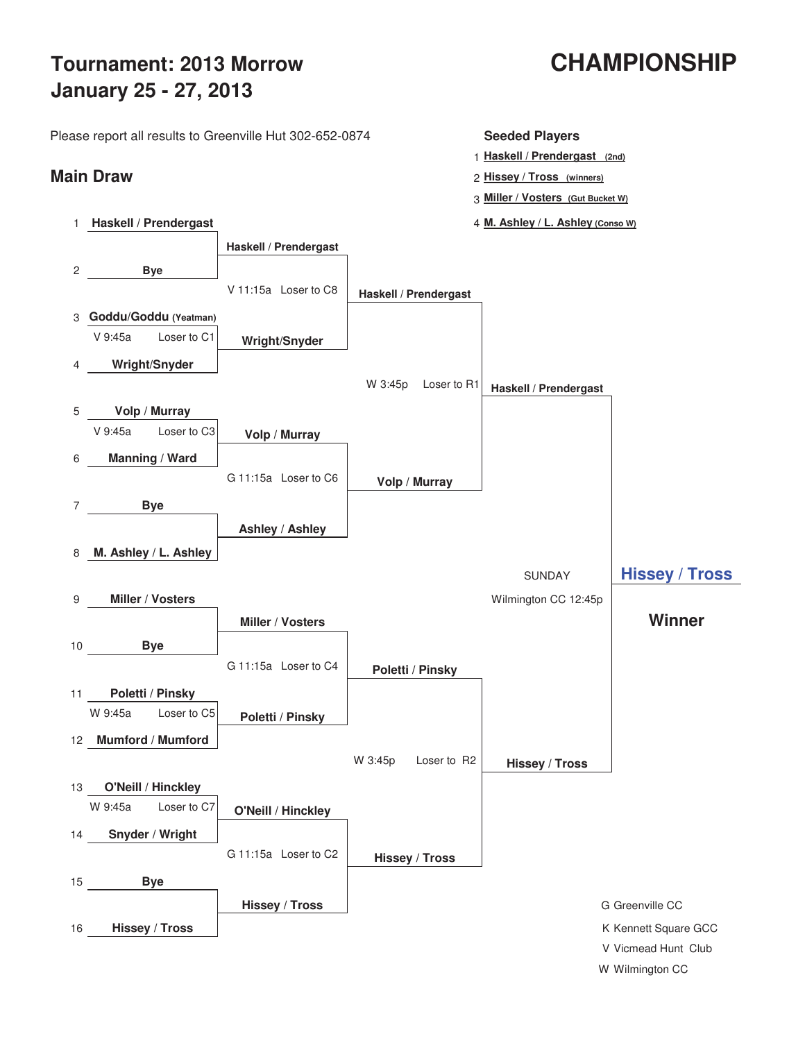# Tournament: 2013 Morrow
## January 25 - 27, 2013

# CHAMPIONSHIP

Please report all results to Greenville Hut 302-652-0874

**Seeded Players**

1. **Haskell / Prendergast** (2nd)
2. **Hissey / Tross** (winners)
3. **Miller / Vosters** (Gut Bucket W)
4. **M. Ashley / L. Ashley** (Conso W)

## Main Draw

### First Round

| # | Team | Match |
|---|---|---|
| 1 | Haskell / Prendergast | |
| 2 | Bye | |
| 3 | Goddu/Goddu (Yeatman) | V 9:45a Loser to C1 |
| 4 | Wright/Snyder | |
| 5 | Volp / Murray | V 9:45a Loser to C3 |
| 6 | Manning / Ward | |
| 7 | Bye | |
| 8 | M. Ashley / L. Ashley | |
| 9 | Miller / Vosters | |
| 10 | Bye | |
| 11 | Poletti / Pinsky | W 9:45a Loser to C5 |
| 12 | Mumford / Mumford | |
| 13 | O'Neill / Hinckley | W 9:45a Loser to C7 |
| 14 | Snyder / Wright | |
| 15 | Bye | |
| 16 | Hissey / Tross | |

### Second Round

| Team | Match |
|---|---|
| Haskell / Prendergast | V 11:15a Loser to C8 |
| Wright/Snyder | |
| Volp / Murray | G 11:15a Loser to C6 |
| Ashley / Ashley | |
| Miller / Vosters | G 11:15a Loser to C4 |
| Poletti / Pinsky | |
| O'Neill / Hinckley | G 11:15a Loser to C2 |
| Hissey / Tross | |

### Semifinals

| Team | Match |
|---|---|
| Haskell / Prendergast | W 3:45p Loser to R1 |
| Volp / Murray | |
| Poletti / Pinsky | W 3:45p Loser to R2 |
| Hissey / Tross | |

### Final

SUNDAY
Wilmington CC 12:45p

| Team |
|---|
| Haskell / Prendergast |
| Hissey / Tross |

### Winner

**Hissey / Tross**

G Greenville CC
K Kennett Square GCC
V Vicmead Hunt Club
W Wilmington CC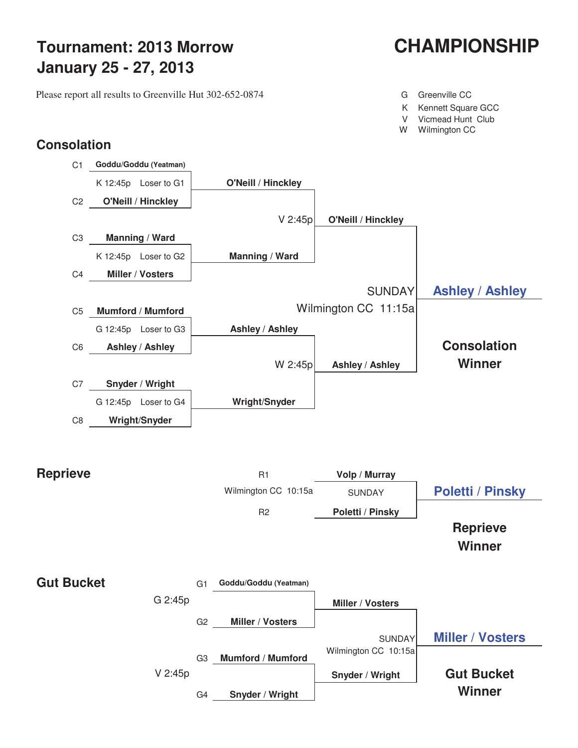# Tournament: 2013 Morrow
## January 25 - 27, 2013

# CHAMPIONSHIP

Please report all results to Greenville Hut 302-652-0874

| | |
|---|---|
| G | Greenville CC |
| K | Kennett Square GCC |
| V | Vicmead Hunt Club |
| W | Wilmington CC |

## Consolation

C1 **Goddu/Goddu (Yeatman)**
K 12:45p Loser to G1
C2 **O'Neill / Hinckley**

→ **O'Neill / Hinckley**

C3 **Manning / Ward**
K 12:45p Loser to G2
C4 **Miller / Vosters**

→ **Manning / Ward**

V 2:45p → **O'Neill / Hinckley**

C5 **Mumford / Mumford**
G 12:45p Loser to G3
C6 **Ashley / Ashley**

→ **Ashley / Ashley**

C7 **Snyder / Wright**
G 12:45p Loser to G4
C8 **Wright/Snyder**

→ **Wright/Snyder**

W 2:45p → **Ashley / Ashley**

SUNDAY
Wilmington CC 11:15a

**Ashley / Ashley**

**Consolation Winner**

## Reprieve

R1 **Volp / Murray**
Wilmington CC 10:15a SUNDAY
R2 **Poletti / Pinsky**

**Poletti / Pinsky**

**Reprieve Winner**

## Gut Bucket

G 2:45p
G1 **Goddu/Goddu (Yeatman)**
G2 **Miller / Vosters**

→ **Miller / Vosters**

V 2:45p
G3 **Mumford / Mumford**
G4 **Snyder / Wright**

→ **Snyder / Wright**

SUNDAY
Wilmington CC 10:15a

**Miller / Vosters**

**Gut Bucket Winner**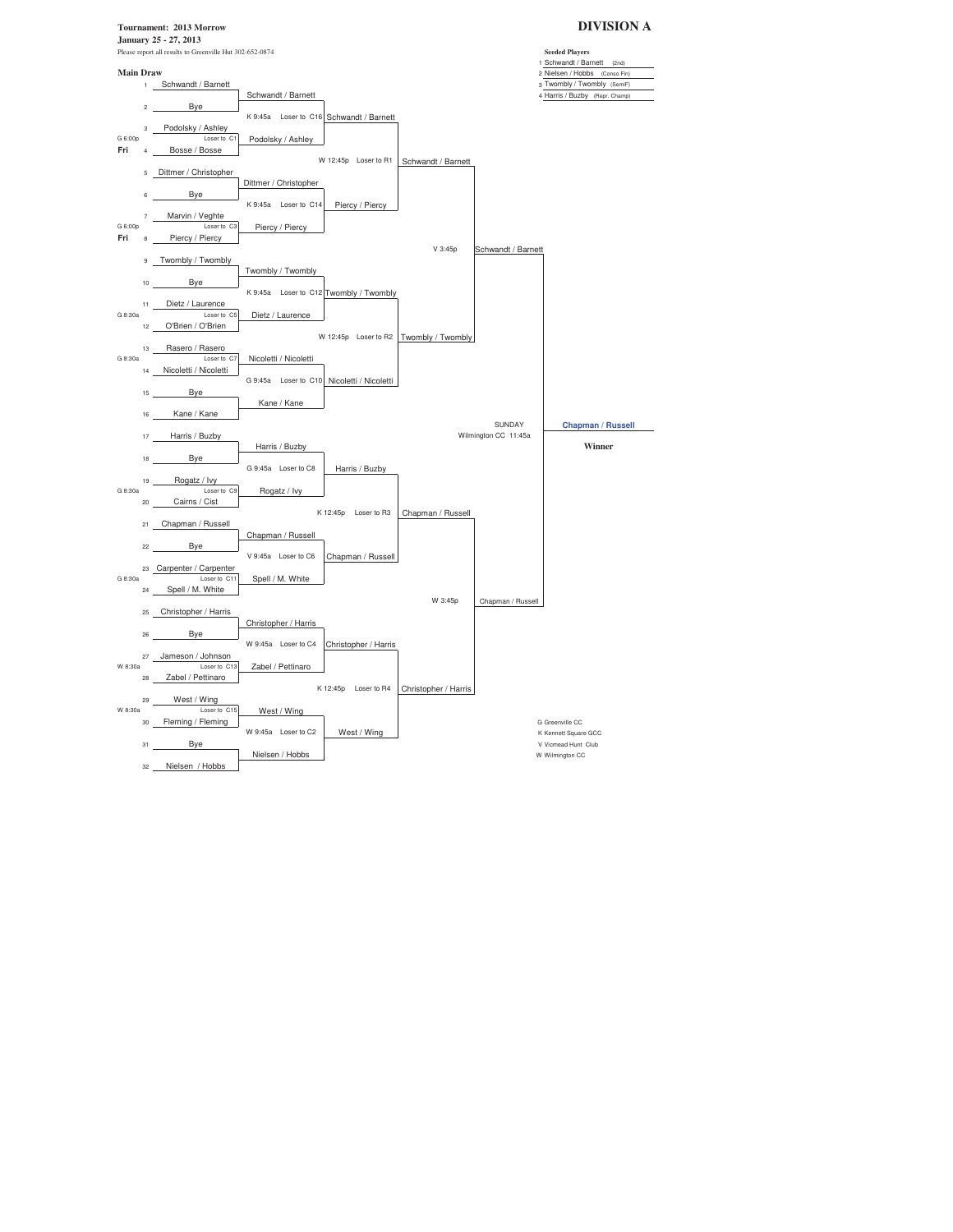**Tournament: 2013 Morrow**

**January 25 - 27, 2013**

Please report all results to Greenville Hut 302-652-0874

# DIVISION A

**Seeded Players**

1. Schwandt / Barnett (2nd)
2. Nielsen / Hobbs (Conso Fin)
3. Twombly / Twombly (SemiF)
4. Harris / Buzby (Repr. Champ)

## Main Draw

### First Round

| # | Time | Player | Note |
|---|---|---|---|
| 1 | | Schwandt / Barnett | |
| 2 | | Bye | |
| 3 | G 6:00p | Podolsky / Ashley | Loser to C1 |
| 4 | Fri | Bosse / Bosse | |
| 5 | | Dittmer / Christopher | |
| 6 | | Bye | |
| 7 | G 6:00p | Marvin / Veghte | Loser to C3 |
| 8 | Fri | Piercy / Piercy | |
| 9 | | Twombly / Twombly | |
| 10 | | Bye | |
| 11 | G 8:30a | Dietz / Laurence | Loser to C5 |
| 12 | | O'Brien / O'Brien | |
| 13 | G 8:30a | Rasero / Rasero | Loser to C7 |
| 14 | | Nicoletti / Nicoletti | |
| 15 | | Bye | |
| 16 | | Kane / Kane | |
| 17 | | Harris / Buzby | |
| 18 | | Bye | |
| 19 | G 8:30a | Rogatz / Ivy | Loser to C9 |
| 20 | | Cairns / Cist | |
| 21 | | Chapman / Russell | |
| 22 | | Bye | |
| 23 | G 8:30a | Carpenter / Carpenter | Loser to C11 |
| 24 | | Spell / M. White | |
| 25 | | Christopher / Harris | |
| 26 | | Bye | |
| 27 | W 8:30a | Jameson / Johnson | Loser to C13 |
| 28 | | Zabel / Pettinaro | |
| 29 | W 8:30a | West / Wing | Loser to C15 |
| 30 | | Fleming / Fleming | |
| 31 | | Bye | |
| 32 | | Nielsen / Hobbs | |

### Second Round

| Winner | Match | Time | Note |
|---|---|---|---|
| Schwandt / Barnett | vs. Podolsky / Ashley | K 9:45a | Loser to C16 |
| Dittmer / Christopher | vs. Piercy / Piercy | K 9:45a | Loser to C14 |
| Twombly / Twombly | vs. Dietz / Laurence | K 9:45a | Loser to C12 |
| Nicoletti / Nicoletti | vs. Kane / Kane | G 9:45a | Loser to C10 |
| Harris / Buzby | vs. Rogatz / Ivy | G 9:45a | Loser to C8 |
| Chapman / Russell | vs. Spell / M. White | V 9:45a | Loser to C6 |
| Christopher / Harris | vs. Zabel / Pettinaro | W 9:45a | Loser to C4 |
| West / Wing | vs. Nielsen / Hobbs | W 9:45a | Loser to C2 |

### Third Round

| Players | Time | Note | Winner |
|---|---|---|---|
| Schwandt / Barnett vs. Piercy / Piercy | W 12:45p | Loser to R1 | Schwandt / Barnett |
| Twombly / Twombly vs. Nicoletti / Nicoletti | W 12:45p | Loser to R2 | Twombly / Twombly |
| Harris / Buzby vs. Chapman / Russell | K 12:45p | Loser to R3 | Chapman / Russell |
| Christopher / Harris vs. West / Wing | K 12:45p | Loser to R4 | Christopher / Harris |

### Semifinals

| Players | Time | Winner |
|---|---|---|
| Schwandt / Barnett vs. Twombly / Twombly | V 3:45p | Schwandt / Barnett |
| Chapman / Russell vs. Christopher / Harris | W 3:45p | Chapman / Russell |

### Final

SUNDAY
Wilmington CC 11:45a

Schwandt / Barnett vs. Chapman / Russell

**Chapman / Russell**

**Winner**

G Greenville CC
K Kennett Square GCC
V Vicmead Hunt Club
W Wilmington CC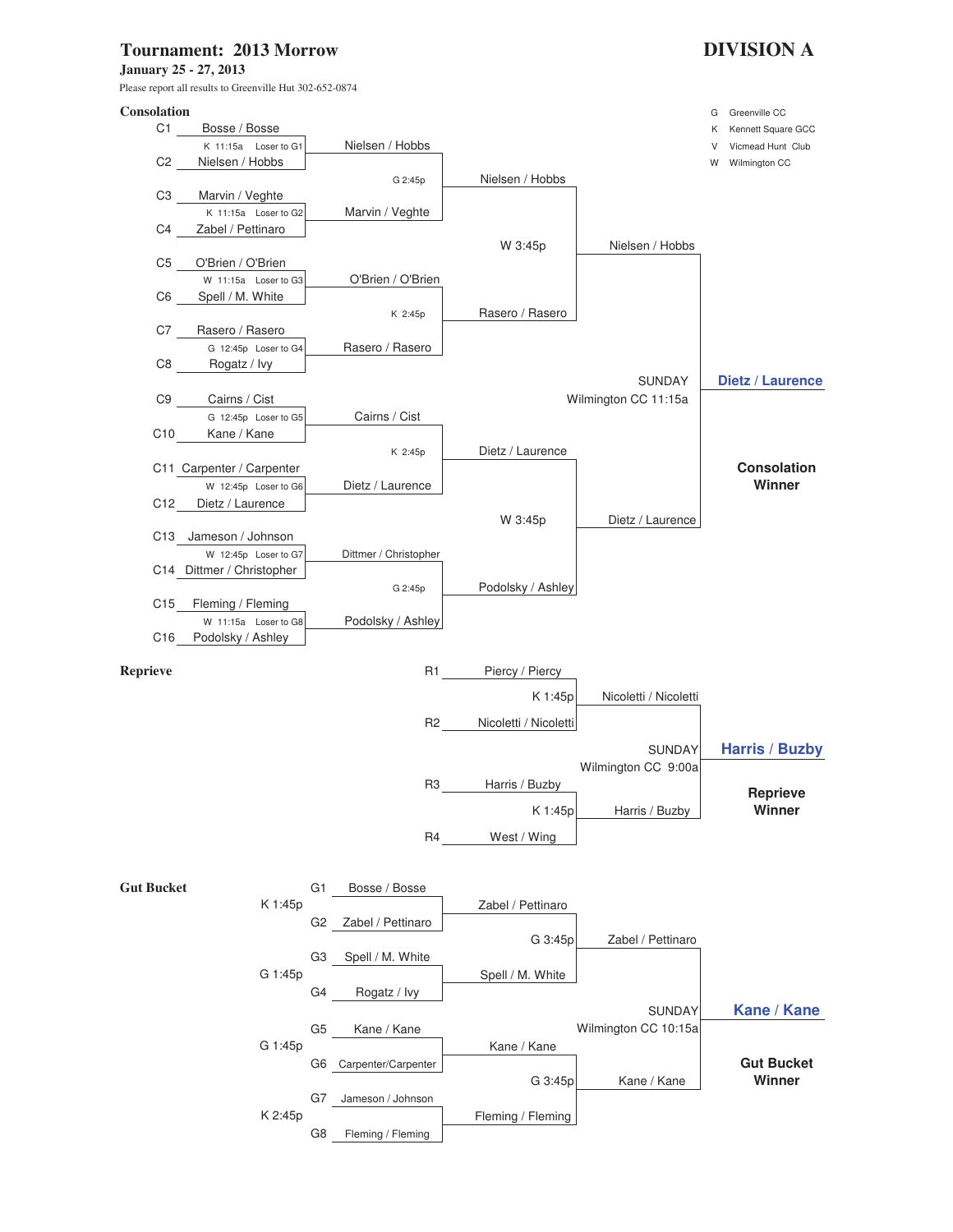# Tournament: 2013 Morrow

## DIVISION A

**January 25 - 27, 2013**

Please report all results to Greenville Hut 302-652-0874

| Code | Club |
|---|---|
| G | Greenville CC |
| K | Kennett Square GCC |
| V | Vicmead Hunt Club |
| W | Wilmington CC |

### Consolation

| Slot | Team | Match Info | Round 2 | Round 2 Info | Round 3 | Round 3 Info | Round 4 |
|---|---|---|---|---|---|---|---|
| C1 | Bosse / Bosse | K 11:15a Loser to G1 | Nielsen / Hobbs | G 2:45p | Nielsen / Hobbs | W 3:45p | Nielsen / Hobbs |
| C2 | Nielsen / Hobbs | | | | | | |
| C3 | Marvin / Veghte | K 11:15a Loser to G2 | Marvin / Veghte | | | | |
| C4 | Zabel / Pettinaro | | | | | | |
| C5 | O'Brien / O'Brien | W 11:15a Loser to G3 | O'Brien / O'Brien | K 2:45p | Rasero / Rasero | | |
| C6 | Spell / M. White | | | | | | |
| C7 | Rasero / Rasero | G 12:45p Loser to G4 | Rasero / Rasero | | | | |
| C8 | Rogatz / Ivy | | | | | | |
| C9 | Cairns / Cist | G 12:45p Loser to G5 | Cairns / Cist | K 2:45p | Dietz / Laurence | W 3:45p | Dietz / Laurence |
| C10 | Kane / Kane | | | | | | |
| C11 | Carpenter / Carpenter | W 12:45p Loser to G6 | Dietz / Laurence | | | | |
| C12 | Dietz / Laurence | | | | | | |
| C13 | Jameson / Johnson | W 12:45p Loser to G7 | Dittmer / Christopher | G 2:45p | Podolsky / Ashley | | |
| C14 | Dittmer / Christopher | | | | | | |
| C15 | Fleming / Fleming | W 11:15a Loser to G8 | Podolsky / Ashley | | | | |
| C16 | Podolsky / Ashley | | | | | | |

Final: SUNDAY, Wilmington CC 11:15a — Nielsen / Hobbs vs. Dietz / Laurence

**Consolation Winner: Dietz / Laurence**

### Reprieve

| Slot | Team | Match Info | Round 2 |
|---|---|---|---|
| R1 | Piercy / Piercy | K 1:45p | Nicoletti / Nicoletti |
| R2 | Nicoletti / Nicoletti | | |
| R3 | Harris / Buzby | K 1:45p | Harris / Buzby |
| R4 | West / Wing | | |

Final: SUNDAY, Wilmington CC 9:00a — Nicoletti / Nicoletti vs. Harris / Buzby

**Reprieve Winner: Harris / Buzby**

### Gut Bucket

| Match Info | Slot | Team | Round 2 | Round 2 Info | Round 3 |
|---|---|---|---|---|---|
| K 1:45p | G1 | Bosse / Bosse | Zabel / Pettinaro | G 3:45p | Zabel / Pettinaro |
| | G2 | Zabel / Pettinaro | | | |
| G 1:45p | G3 | Spell / M. White | Spell / M. White | | |
| | G4 | Rogatz / Ivy | | | |
| G 1:45p | G5 | Kane / Kane | Kane / Kane | G 3:45p | Kane / Kane |
| | G6 | Carpenter/Carpenter | | | |
| K 2:45p | G7 | Jameson / Johnson | Fleming / Fleming | | |
| | G8 | Fleming / Fleming | | | |

Final: SUNDAY, Wilmington CC 10:15a — Zabel / Pettinaro vs. Kane / Kane

**Gut Bucket Winner: Kane / Kane**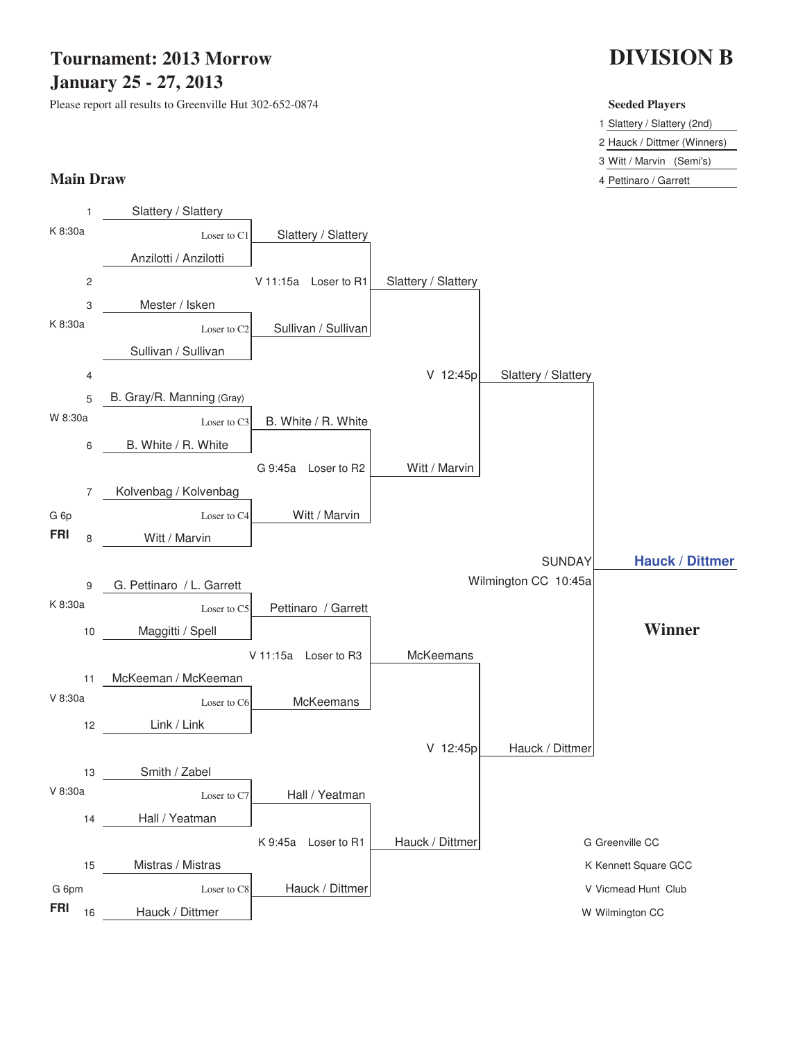# Tournament: 2013 Morrow
# January 25 - 27, 2013

Please report all results to Greenville Hut 302-652-0874

# DIVISION B

**Seeded Players**

1. Slattery / Slattery (2nd)
2. Hauck / Dittmer (Winners)
3. Witt / Marvin (Semi's)
4. Pettinaro / Garrett

## Main Draw

### First Round

| Line | Player | Site/Time | Note | Winner |
|---|---|---|---|---|
| 1 | Slattery / Slattery | K 8:30a | Loser to C1 | Slattery / Slattery |
| 2 | Anzilotti / Anzilotti | | | |
| 3 | Mester / Isken | K 8:30a | Loser to C2 | Sullivan / Sullivan |
| 4 | Sullivan / Sullivan | | | |
| 5 | B. Gray/R. Manning (Gray) | W 8:30a | Loser to C3 | B. White / R. White |
| 6 | B. White / R. White | | | |
| 7 | Kolvenbag / Kolvenbag | G 6p FRI | Loser to C4 | Witt / Marvin |
| 8 | Witt / Marvin | | | |
| 9 | G. Pettinaro / L. Garrett | K 8:30a | Loser to C5 | Pettinaro / Garrett |
| 10 | Maggitti / Spell | | | |
| 11 | McKeeman / McKeeman | V 8:30a | Loser to C6 | McKeemans |
| 12 | Link / Link | | | |
| 13 | Smith / Zabel | V 8:30a | Loser to C7 | Hall / Yeatman |
| 14 | Hall / Yeatman | | | |
| 15 | Mistras / Mistras | G 6pm FRI | Loser to C8 | Hauck / Dittmer |
| 16 | Hauck / Dittmer | | | |

### Second Round

| Match | Site/Time | Note | Winner |
|---|---|---|---|
| Slattery / Slattery vs. Sullivan / Sullivan | V 11:15a | Loser to R1 | Slattery / Slattery |
| B. White / R. White vs. Witt / Marvin | G 9:45a | Loser to R2 | Witt / Marvin |
| Pettinaro / Garrett vs. McKeemans | V 11:15a | Loser to R3 | McKeemans |
| Hall / Yeatman vs. Hauck / Dittmer | K 9:45a | Loser to R1 | Hauck / Dittmer |

### Semifinals

| Match | Site/Time | Winner |
|---|---|---|
| Slattery / Slattery vs. Witt / Marvin | V 12:45p | Slattery / Slattery |
| McKeemans vs. Hauck / Dittmer | V 12:45p | Hauck / Dittmer |

### Final

SUNDAY Wilmington CC 10:45a

Slattery / Slattery vs. Hauck / Dittmer

**Winner: Hauck / Dittmer**

G Greenville CC
K Kennett Square GCC
V Vicmead Hunt Club
W Wilmington CC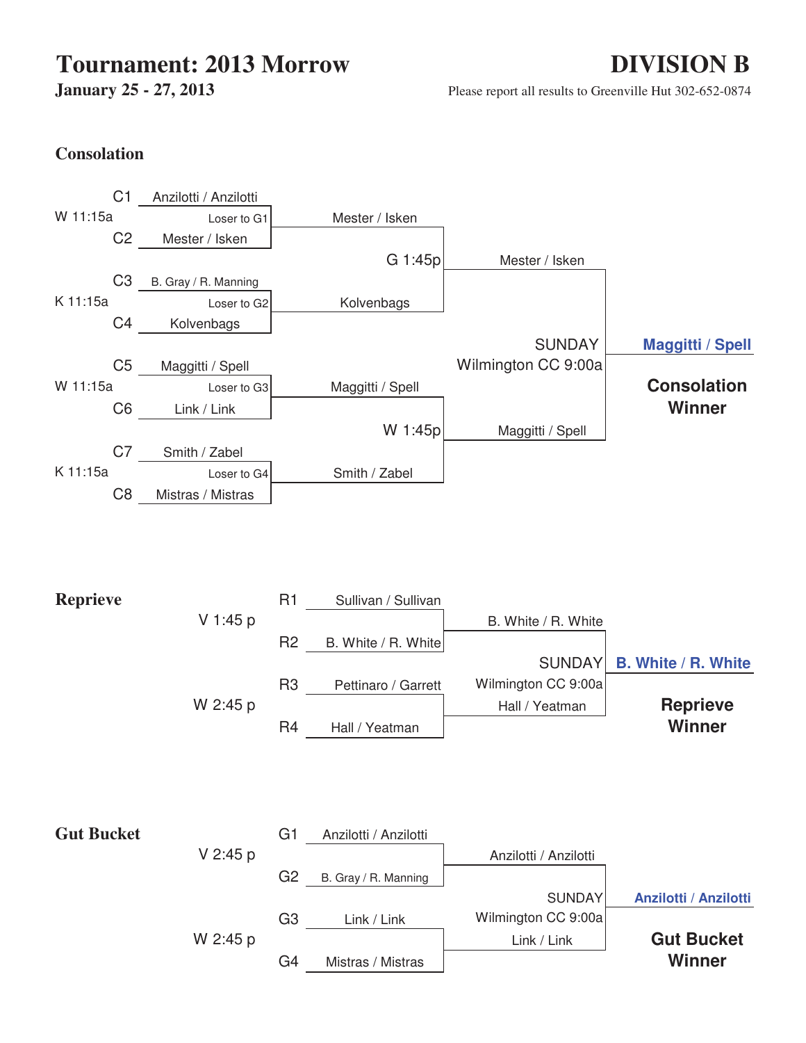# Tournament: 2013 Morrow

**January 25 - 27, 2013**

# DIVISION B

Please report all results to Greenville Hut 302-652-0874

## Consolation

C1 Anzilotti / Anzilotti
W 11:15a — Loser to G1
C2 Mester / Isken

Mester / Isken

G 1:45p

C3 B. Gray / R. Manning
K 11:15a — Loser to G2
C4 Kolvenbags

Kolvenbags

Mester / Isken

SUNDAY
Wilmington CC 9:00a

**Maggitti / Spell**

**Consolation Winner**

C5 Maggitti / Spell
W 11:15a — Loser to G3
C6 Link / Link

Maggitti / Spell

W 1:45p

Maggitti / Spell

C7 Smith / Zabel
K 11:15a — Loser to G4
C8 Mistras / Mistras

Smith / Zabel

## Reprieve

V 1:45 p
R1 Sullivan / Sullivan
R2 B. White / R. White

B. White / R. White

SUNDAY
Wilmington CC 9:00a

**B. White / R. White**

**Reprieve Winner**

W 2:45 p
R3 Pettinaro / Garrett
R4 Hall / Yeatman

Hall / Yeatman

## Gut Bucket

V 2:45 p
G1 Anzilotti / Anzilotti
G2 B. Gray / R. Manning

Anzilotti / Anzilotti

SUNDAY
Wilmington CC 9:00a

**Anzilotti / Anzilotti**

**Gut Bucket Winner**

W 2:45 p
G3 Link / Link
G4 Mistras / Mistras

Link / Link